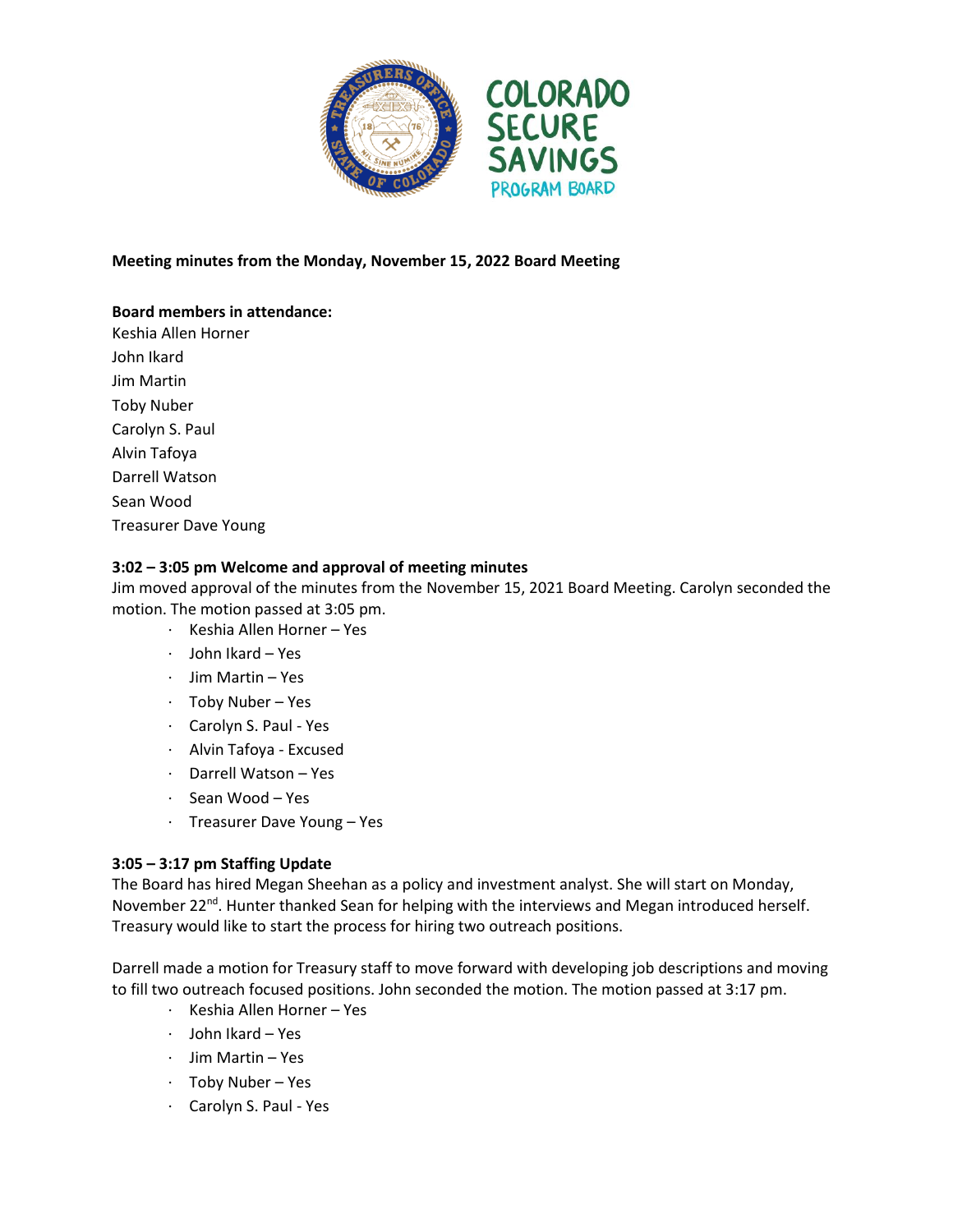**Meeting minutes from the Monday, November 15, 2022 Board Meeting**

**Board members in attendance:**

Keshia Allen Horner
John Ikard
Jim Martin
Toby Nuber
Carolyn S. Paul
Alvin Tafoya
Darrell Watson
Sean Wood
Treasurer Dave Young

**3:02 – 3:05 pm Welcome and approval of meeting minutes**

Jim moved approval of the minutes from the November 15, 2021 Board Meeting. Carolyn seconded the motion. The motion passed at 3:05 pm.

- Keshia Allen Horner – Yes
- John Ikard – Yes
- Jim Martin – Yes
- Toby Nuber – Yes
- Carolyn S. Paul - Yes
- Alvin Tafoya - Excused
- Darrell Watson – Yes
- Sean Wood – Yes
- Treasurer Dave Young – Yes

**3:05 – 3:17 pm Staffing Update**

The Board has hired Megan Sheehan as a policy and investment analyst. She will start on Monday, November 22nd. Hunter thanked Sean for helping with the interviews and Megan introduced herself. Treasury would like to start the process for hiring two outreach positions.

Darrell made a motion for Treasury staff to move forward with developing job descriptions and moving to fill two outreach focused positions. John seconded the motion. The motion passed at 3:17 pm.

- Keshia Allen Horner – Yes
- John Ikard – Yes
- Jim Martin – Yes
- Toby Nuber – Yes
- Carolyn S. Paul - Yes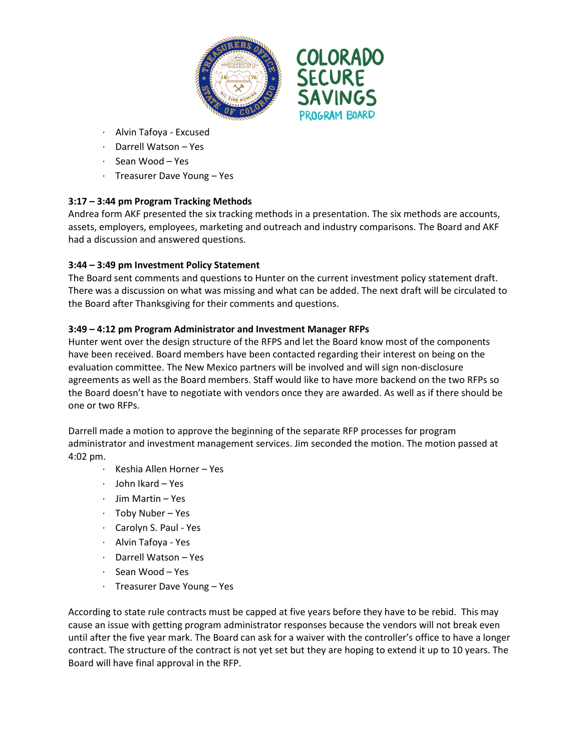- Alvin Tafoya - Excused
- Darrell Watson – Yes
- Sean Wood – Yes
- Treasurer Dave Young – Yes

**3:17 – 3:44 pm Program Tracking Methods**

Andrea form AKF presented the six tracking methods in a presentation. The six methods are accounts, assets, employers, employees, marketing and outreach and industry comparisons. The Board and AKF had a discussion and answered questions.

**3:44 – 3:49 pm Investment Policy Statement**

The Board sent comments and questions to Hunter on the current investment policy statement draft. There was a discussion on what was missing and what can be added. The next draft will be circulated to the Board after Thanksgiving for their comments and questions.

**3:49 – 4:12 pm Program Administrator and Investment Manager RFPs**

Hunter went over the design structure of the RFPS and let the Board know most of the components have been received. Board members have been contacted regarding their interest on being on the evaluation committee. The New Mexico partners will be involved and will sign non-disclosure agreements as well as the Board members. Staff would like to have more backend on the two RFPs so the Board doesn't have to negotiate with vendors once they are awarded. As well as if there should be one or two RFPs.

Darrell made a motion to approve the beginning of the separate RFP processes for program administrator and investment management services. Jim seconded the motion. The motion passed at 4:02 pm.

- Keshia Allen Horner – Yes
- John Ikard – Yes
- Jim Martin – Yes
- Toby Nuber – Yes
- Carolyn S. Paul - Yes
- Alvin Tafoya - Yes
- Darrell Watson – Yes
- Sean Wood – Yes
- Treasurer Dave Young – Yes

According to state rule contracts must be capped at five years before they have to be rebid. This may cause an issue with getting program administrator responses because the vendors will not break even until after the five year mark. The Board can ask for a waiver with the controller's office to have a longer contract. The structure of the contract is not yet set but they are hoping to extend it up to 10 years. The Board will have final approval in the RFP.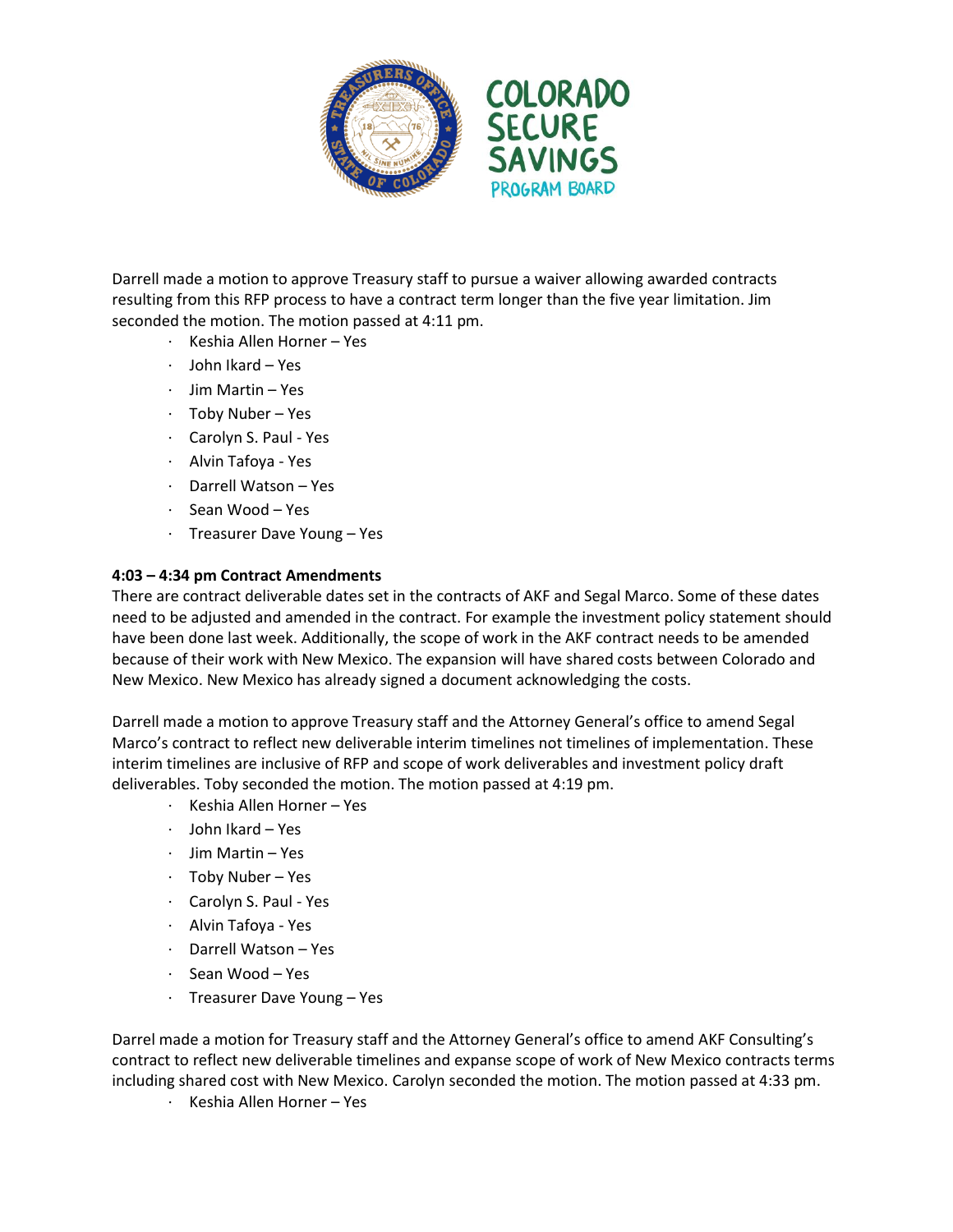Darrell made a motion to approve Treasury staff to pursue a waiver allowing awarded contracts resulting from this RFP process to have a contract term longer than the five year limitation. Jim seconded the motion. The motion passed at 4:11 pm.

- Keshia Allen Horner – Yes
- John Ikard – Yes
- Jim Martin – Yes
- Toby Nuber – Yes
- Carolyn S. Paul - Yes
- Alvin Tafoya - Yes
- Darrell Watson – Yes
- Sean Wood – Yes
- Treasurer Dave Young – Yes

**4:03 – 4:34 pm Contract Amendments**

There are contract deliverable dates set in the contracts of AKF and Segal Marco. Some of these dates need to be adjusted and amended in the contract. For example the investment policy statement should have been done last week. Additionally, the scope of work in the AKF contract needs to be amended because of their work with New Mexico. The expansion will have shared costs between Colorado and New Mexico. New Mexico has already signed a document acknowledging the costs.

Darrell made a motion to approve Treasury staff and the Attorney General's office to amend Segal Marco's contract to reflect new deliverable interim timelines not timelines of implementation. These interim timelines are inclusive of RFP and scope of work deliverables and investment policy draft deliverables. Toby seconded the motion. The motion passed at 4:19 pm.

- Keshia Allen Horner – Yes
- John Ikard – Yes
- Jim Martin – Yes
- Toby Nuber – Yes
- Carolyn S. Paul - Yes
- Alvin Tafoya - Yes
- Darrell Watson – Yes
- Sean Wood – Yes
- Treasurer Dave Young – Yes

Darrel made a motion for Treasury staff and the Attorney General's office to amend AKF Consulting's contract to reflect new deliverable timelines and expanse scope of work of New Mexico contracts terms including shared cost with New Mexico. Carolyn seconded the motion. The motion passed at 4:33 pm.

- Keshia Allen Horner – Yes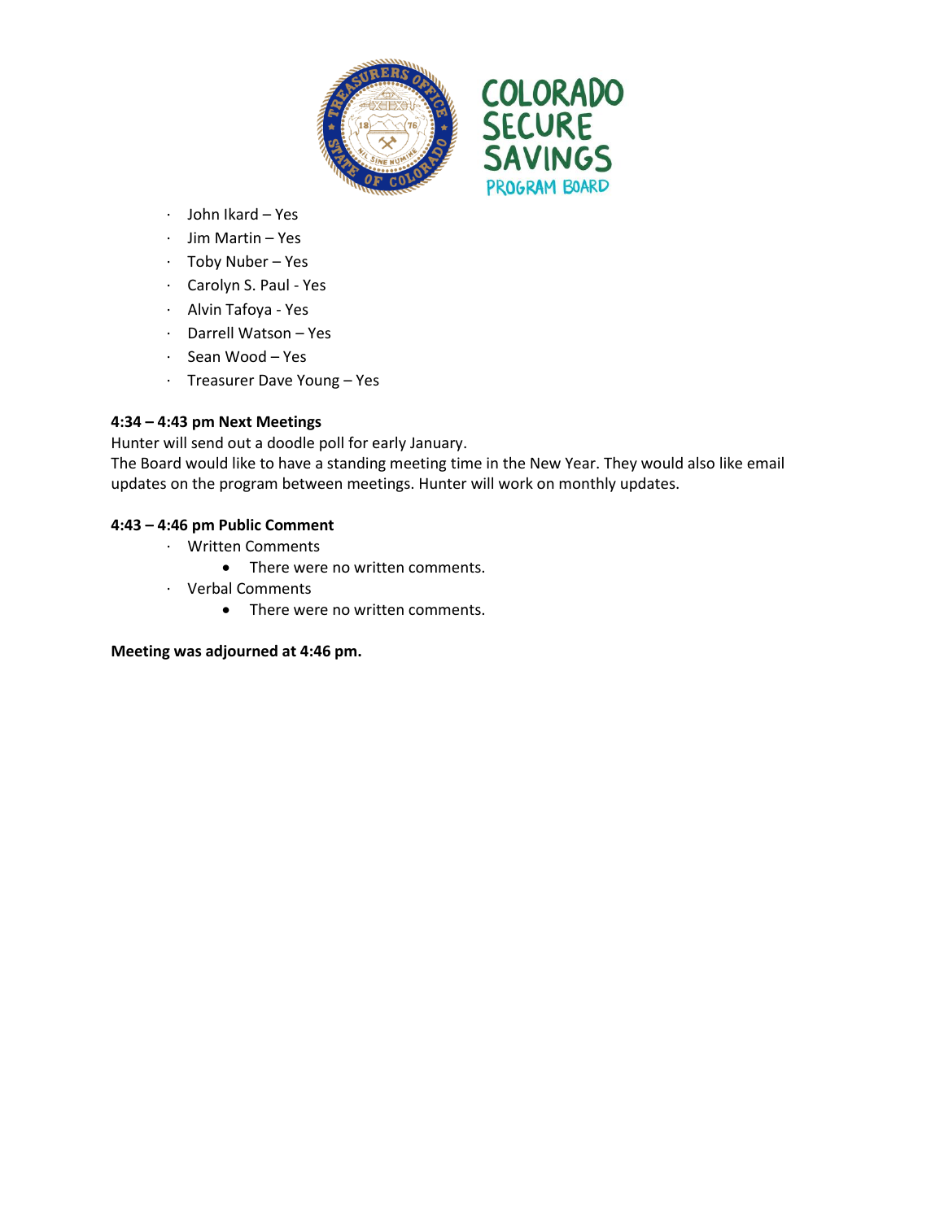- John Ikard – Yes
- Jim Martin – Yes
- Toby Nuber – Yes
- Carolyn S. Paul - Yes
- Alvin Tafoya - Yes
- Darrell Watson – Yes
- Sean Wood – Yes
- Treasurer Dave Young – Yes

**4:34 – 4:43 pm Next Meetings**

Hunter will send out a doodle poll for early January.

The Board would like to have a standing meeting time in the New Year. They would also like email updates on the program between meetings. Hunter will work on monthly updates.

**4:43 – 4:46 pm Public Comment**

- Written Comments
  - There were no written comments.
- Verbal Comments
  - There were no written comments.

**Meeting was adjourned at 4:46 pm.**